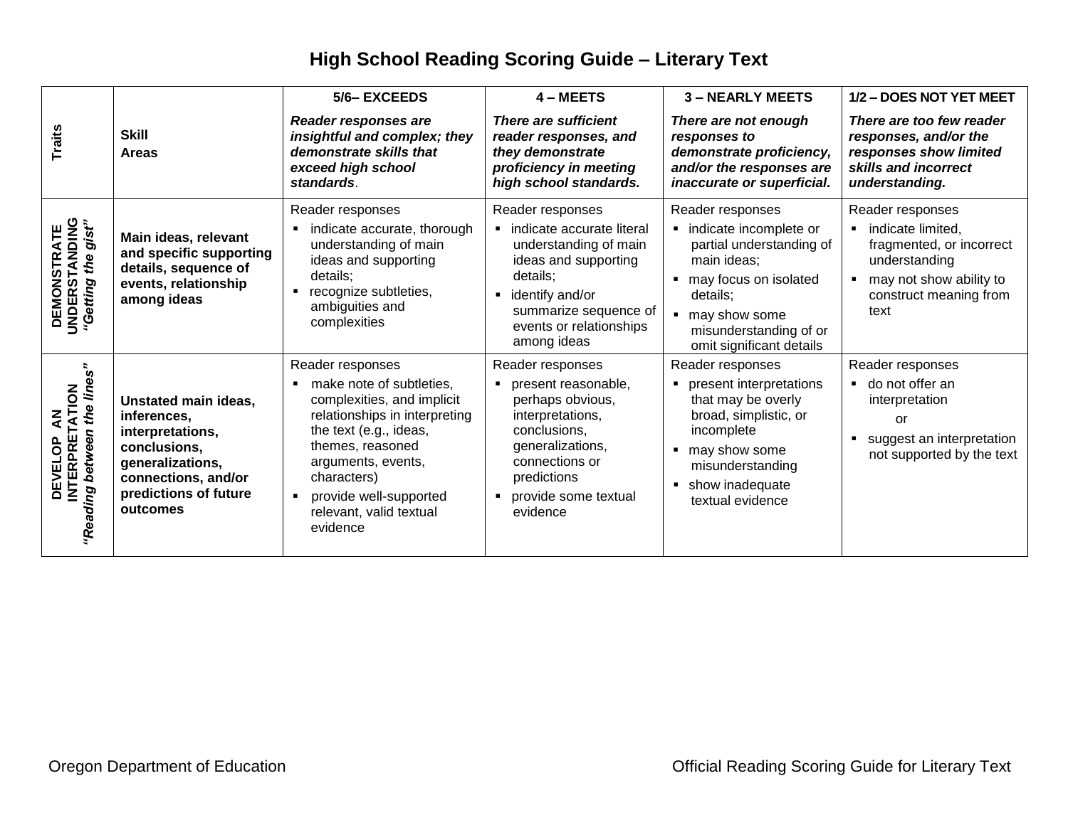# High School Reading Scoring Guide – Literary Text

| Traits | Skill Areas | 5/6– EXCEEDS *Reader responses are insightful and complex; they demonstrate skills that exceed high school standards.* | 4 – MEETS *There are sufficient reader responses, and they demonstrate proficiency in meeting high school standards.* | 3 – NEARLY MEETS *There are not enough responses to demonstrate proficiency, and/or the responses are inaccurate or superficial.* | 1/2 – DOES NOT YET MEET *There are too few reader responses, and/or the responses show limited skills and incorrect understanding.* |
|---|---|---|---|---|---|
| **DEMONSTRATE UNDERSTANDING** *"Getting the gist"* | **Main ideas, relevant and specific supporting details, sequence of events, relationship among ideas** | Reader responses<br>▪ indicate accurate, thorough understanding of main ideas and supporting details;<br>▪ recognize subtleties, ambiguities and complexities | Reader responses<br>▪ indicate accurate literal understanding of main ideas and supporting details;<br>▪ identify and/or summarize sequence of events or relationships among ideas | Reader responses<br>▪ indicate incomplete or partial understanding of main ideas;<br>▪ may focus on isolated details;<br>▪ may show some misunderstanding of or omit significant details | Reader responses<br>▪ indicate limited, fragmented, or incorrect understanding<br>▪ may not show ability to construct meaning from text |
| **DEVELOP AN INTERPRETATION** *"Reading between the lines"* | **Unstated main ideas, inferences, interpretations, conclusions, generalizations, connections, and/or predictions of future outcomes** | Reader responses<br>▪ make note of subtleties, complexities, and implicit relationships in interpreting the text (e.g., ideas, themes, reasoned arguments, events, characters)<br>▪ provide well-supported relevant, valid textual evidence | Reader responses<br>▪ present reasonable, perhaps obvious, interpretations, conclusions, generalizations, connections or predictions<br>▪ provide some textual evidence | Reader responses<br>▪ present interpretations that may be overly broad, simplistic, or incomplete<br>▪ may show some misunderstanding<br>▪ show inadequate textual evidence | Reader responses<br>▪ do not offer an interpretation<br>or<br>▪ suggest an interpretation not supported by the text |

Oregon Department of Education — Official Reading Scoring Guide for Literary Text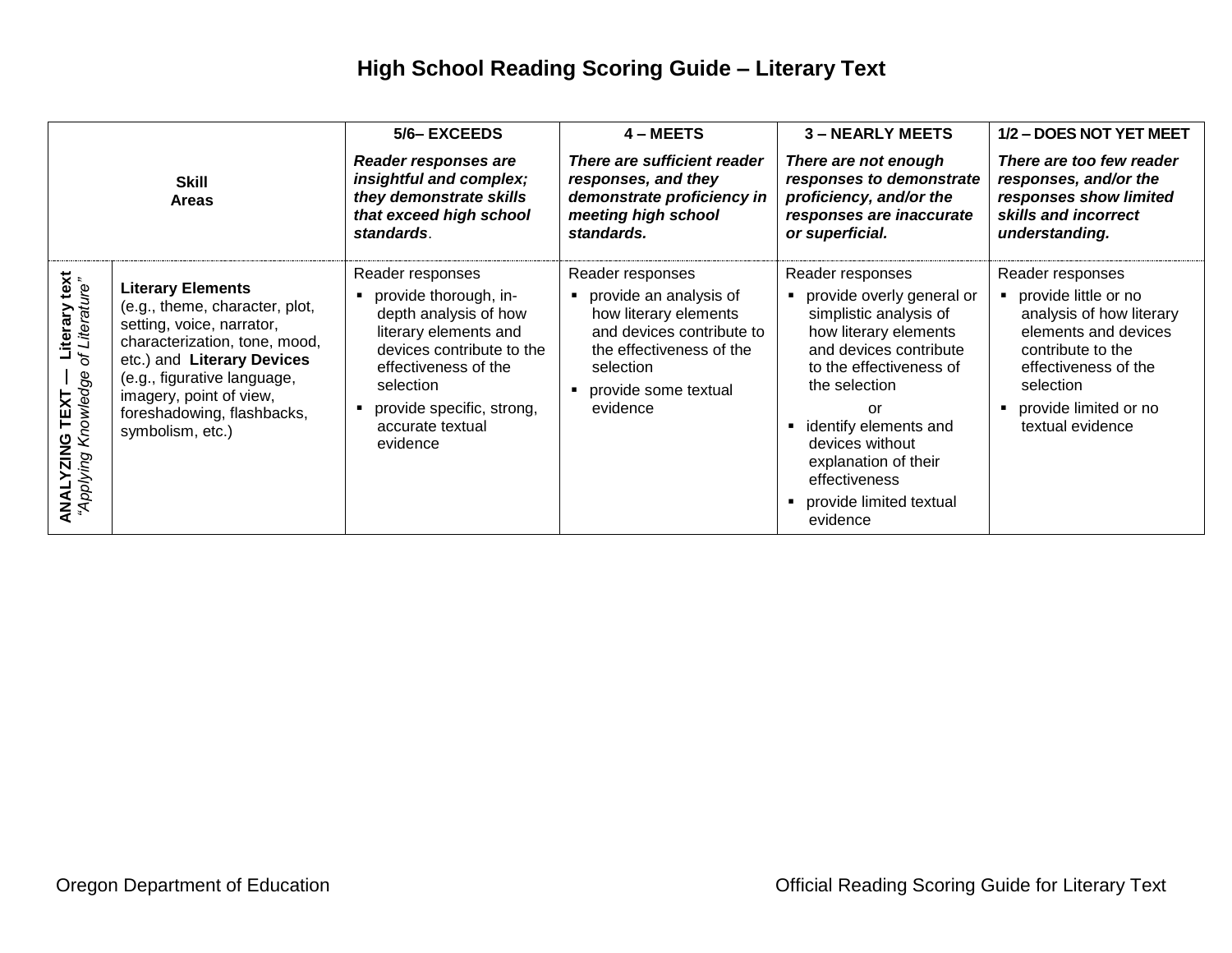# High School Reading Scoring Guide – Literary Text

| Skill Areas | | 5/6– EXCEEDS<br>***Reader responses are insightful and complex; they demonstrate skills that exceed high school standards*.** | 4 – MEETS<br>***There are sufficient reader responses, and they demonstrate proficiency in meeting high school standards.*** | 3 – NEARLY MEETS<br>***There are not enough responses to demonstrate proficiency, and/or the responses are inaccurate or superficial.*** | 1/2 – DOES NOT YET MEET<br>***There are too few reader responses, and/or the responses show limited skills and incorrect understanding.*** |
|---|---|---|---|---|---|
| **ANALYZING TEXT — Literary text**<br>*"Applying Knowledge of Literature"* | **Literary Elements** (e.g., theme, character, plot, setting, voice, narrator, characterization, tone, mood, etc.) and **Literary Devices** (e.g., figurative language, imagery, point of view, foreshadowing, flashbacks, symbolism, etc.) | Reader responses<br>▪ provide thorough, in-depth analysis of how literary elements and devices contribute to the effectiveness of the selection<br>▪ provide specific, strong, accurate textual evidence | Reader responses<br>▪ provide an analysis of how literary elements and devices contribute to the effectiveness of the selection<br>▪ provide some textual evidence | Reader responses<br>▪ provide overly general or simplistic analysis of how literary elements and devices contribute to the effectiveness of the selection<br>or<br>▪ identify elements and devices without explanation of their effectiveness<br>▪ provide limited textual evidence | Reader responses<br>▪ provide little or no analysis of how literary elements and devices contribute to the effectiveness of the selection<br>▪ provide limited or no textual evidence |

Oregon Department of Education

Official Reading Scoring Guide for Literary Text